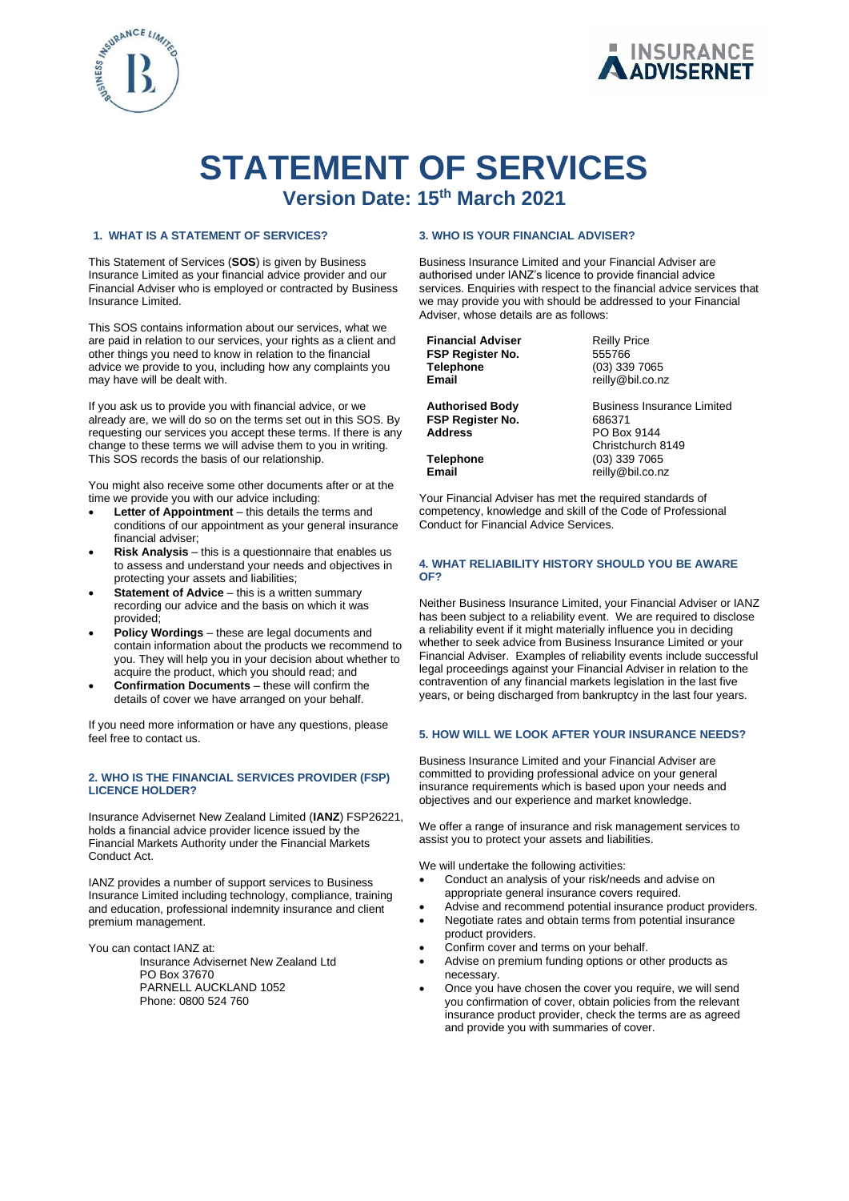# STATEMENT OF SERVICES

## Version Date: 15th March 2021

### 1. WHAT IS A STATEMENT OF SERVICES?

This Statement of Services (**SOS**) is given by Business Insurance Limited as your financial advice provider and our Financial Adviser who is employed or contracted by Business Insurance Limited.

This SOS contains information about our services, what we are paid in relation to our services, your rights as a client and other things you need to know in relation to the financial advice we provide to you, including how any complaints you may have will be dealt with.

If you ask us to provide you with financial advice, or we already are, we will do so on the terms set out in this SOS. By requesting our services you accept these terms. If there is any change to these terms we will advise them to you in writing. This SOS records the basis of our relationship.

You might also receive some other documents after or at the time we provide you with our advice including:

- **Letter of Appointment** – this details the terms and conditions of our appointment as your general insurance financial adviser;
- **Risk Analysis** – this is a questionnaire that enables us to assess and understand your needs and objectives in protecting your assets and liabilities;
- **Statement of Advice** – this is a written summary recording our advice and the basis on which it was provided;
- **Policy Wordings** – these are legal documents and contain information about the products we recommend to you. They will help you in your decision about whether to acquire the product, which you should read; and
- **Confirmation Documents** – these will confirm the details of cover we have arranged on your behalf.

If you need more information or have any questions, please feel free to contact us.

### 2. WHO IS THE FINANCIAL SERVICES PROVIDER (FSP) LICENCE HOLDER?

Insurance Advisernet New Zealand Limited (**IANZ**) FSP26221, holds a financial advice provider licence issued by the Financial Markets Authority under the Financial Markets Conduct Act.

IANZ provides a number of support services to Business Insurance Limited including technology, compliance, training and education, professional indemnity insurance and client premium management.

You can contact IANZ at:

Insurance Advisernet New Zealand Ltd
PO Box 37670
PARNELL AUCKLAND 1052
Phone: 0800 524 760

### 3. WHO IS YOUR FINANCIAL ADVISER?

Business Insurance Limited and your Financial Adviser are authorised under IANZ's licence to provide financial advice services. Enquiries with respect to the financial advice services that we may provide you with should be addressed to your Financial Adviser, whose details are as follows:

| | |
|---|---|
| **Financial Adviser** | Reilly Price |
| **FSP Register No.** | 555766 |
| **Telephone** | (03) 339 7065 |
| **Email** | reilly@bil.co.nz |
| **Authorised Body** | Business Insurance Limited |
| **FSP Register No.** | 686371 |
| **Address** | PO Box 9144<br>Christchurch 8149 |
| **Telephone** | (03) 339 7065 |
| **Email** | reilly@bil.co.nz |

Your Financial Adviser has met the required standards of competency, knowledge and skill of the Code of Professional Conduct for Financial Advice Services.

### 4. WHAT RELIABILITY HISTORY SHOULD YOU BE AWARE OF?

Neither Business Insurance Limited, your Financial Adviser or IANZ has been subject to a reliability event. We are required to disclose a reliability event if it might materially influence you in deciding whether to seek advice from Business Insurance Limited or your Financial Adviser. Examples of reliability events include successful legal proceedings against your Financial Adviser in relation to the contravention of any financial markets legislation in the last five years, or being discharged from bankruptcy in the last four years.

### 5. HOW WILL WE LOOK AFTER YOUR INSURANCE NEEDS?

Business Insurance Limited and your Financial Adviser are committed to providing professional advice on your general insurance requirements which is based upon your needs and objectives and our experience and market knowledge.

We offer a range of insurance and risk management services to assist you to protect your assets and liabilities.

We will undertake the following activities:

- Conduct an analysis of your risk/needs and advise on appropriate general insurance covers required.
- Advise and recommend potential insurance product providers.
- Negotiate rates and obtain terms from potential insurance product providers.
- Confirm cover and terms on your behalf.
- Advise on premium funding options or other products as necessary.
- Once you have chosen the cover you require, we will send you confirmation of cover, obtain policies from the relevant insurance product provider, check the terms are as agreed and provide you with summaries of cover.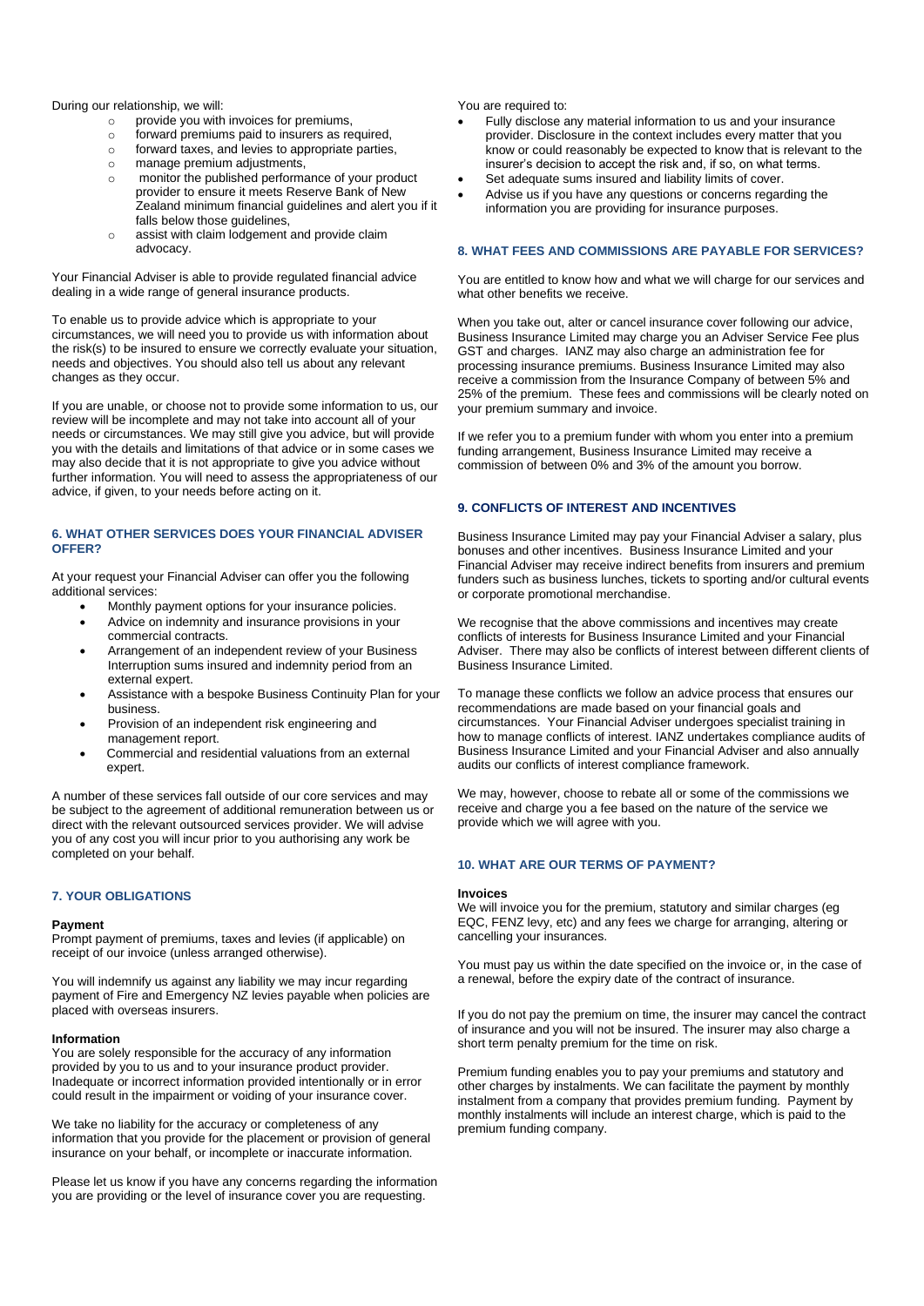During our relationship, we will:

- provide you with invoices for premiums,
- forward premiums paid to insurers as required,
- forward taxes, and levies to appropriate parties,
- manage premium adjustments,
- monitor the published performance of your product provider to ensure it meets Reserve Bank of New Zealand minimum financial guidelines and alert you if it falls below those guidelines,
- assist with claim lodgement and provide claim advocacy.

Your Financial Adviser is able to provide regulated financial advice dealing in a wide range of general insurance products.

To enable us to provide advice which is appropriate to your circumstances, we will need you to provide us with information about the risk(s) to be insured to ensure we correctly evaluate your situation, needs and objectives. You should also tell us about any relevant changes as they occur.

If you are unable, or choose not to provide some information to us, our review will be incomplete and may not take into account all of your needs or circumstances. We may still give you advice, but will provide you with the details and limitations of that advice or in some cases we may also decide that it is not appropriate to give you advice without further information. You will need to assess the appropriateness of our advice, if given, to your needs before acting on it.

## 6. WHAT OTHER SERVICES DOES YOUR FINANCIAL ADVISER OFFER?

At your request your Financial Adviser can offer you the following additional services:

- Monthly payment options for your insurance policies.
- Advice on indemnity and insurance provisions in your commercial contracts.
- Arrangement of an independent review of your Business Interruption sums insured and indemnity period from an external expert.
- Assistance with a bespoke Business Continuity Plan for your business.
- Provision of an independent risk engineering and management report.
- Commercial and residential valuations from an external expert.

A number of these services fall outside of our core services and may be subject to the agreement of additional remuneration between us or direct with the relevant outsourced services provider. We will advise you of any cost you will incur prior to you authorising any work be completed on your behalf.

## 7. YOUR OBLIGATIONS

**Payment**

Prompt payment of premiums, taxes and levies (if applicable) on receipt of our invoice (unless arranged otherwise).

You will indemnify us against any liability we may incur regarding payment of Fire and Emergency NZ levies payable when policies are placed with overseas insurers.

**Information**

You are solely responsible for the accuracy of any information provided by you to us and to your insurance product provider. Inadequate or incorrect information provided intentionally or in error could result in the impairment or voiding of your insurance cover.

We take no liability for the accuracy or completeness of any information that you provide for the placement or provision of general insurance on your behalf, or incomplete or inaccurate information.

Please let us know if you have any concerns regarding the information you are providing or the level of insurance cover you are requesting.

You are required to:

- Fully disclose any material information to us and your insurance provider. Disclosure in the context includes every matter that you know or could reasonably be expected to know that is relevant to the insurer's decision to accept the risk and, if so, on what terms.
- Set adequate sums insured and liability limits of cover.
- Advise us if you have any questions or concerns regarding the information you are providing for insurance purposes.

## 8. WHAT FEES AND COMMISSIONS ARE PAYABLE FOR SERVICES?

You are entitled to know how and what we will charge for our services and what other benefits we receive.

When you take out, alter or cancel insurance cover following our advice, Business Insurance Limited may charge you an Adviser Service Fee plus GST and charges. IANZ may also charge an administration fee for processing insurance premiums. Business Insurance Limited may also receive a commission from the Insurance Company of between 5% and 25% of the premium. These fees and commissions will be clearly noted on your premium summary and invoice.

If we refer you to a premium funder with whom you enter into a premium funding arrangement, Business Insurance Limited may receive a commission of between 0% and 3% of the amount you borrow.

## 9. CONFLICTS OF INTEREST AND INCENTIVES

Business Insurance Limited may pay your Financial Adviser a salary, plus bonuses and other incentives. Business Insurance Limited and your Financial Adviser may receive indirect benefits from insurers and premium funders such as business lunches, tickets to sporting and/or cultural events or corporate promotional merchandise.

We recognise that the above commissions and incentives may create conflicts of interests for Business Insurance Limited and your Financial Adviser. There may also be conflicts of interest between different clients of Business Insurance Limited.

To manage these conflicts we follow an advice process that ensures our recommendations are made based on your financial goals and circumstances. Your Financial Adviser undergoes specialist training in how to manage conflicts of interest. IANZ undertakes compliance audits of Business Insurance Limited and your Financial Adviser and also annually audits our conflicts of interest compliance framework.

We may, however, choose to rebate all or some of the commissions we receive and charge you a fee based on the nature of the service we provide which we will agree with you.

## 10. WHAT ARE OUR TERMS OF PAYMENT?

**Invoices**

We will invoice you for the premium, statutory and similar charges (eg EQC, FENZ levy, etc) and any fees we charge for arranging, altering or cancelling your insurances.

You must pay us within the date specified on the invoice or, in the case of a renewal, before the expiry date of the contract of insurance.

If you do not pay the premium on time, the insurer may cancel the contract of insurance and you will not be insured. The insurer may also charge a short term penalty premium for the time on risk.

Premium funding enables you to pay your premiums and statutory and other charges by instalments. We can facilitate the payment by monthly instalment from a company that provides premium funding. Payment by monthly instalments will include an interest charge, which is paid to the premium funding company.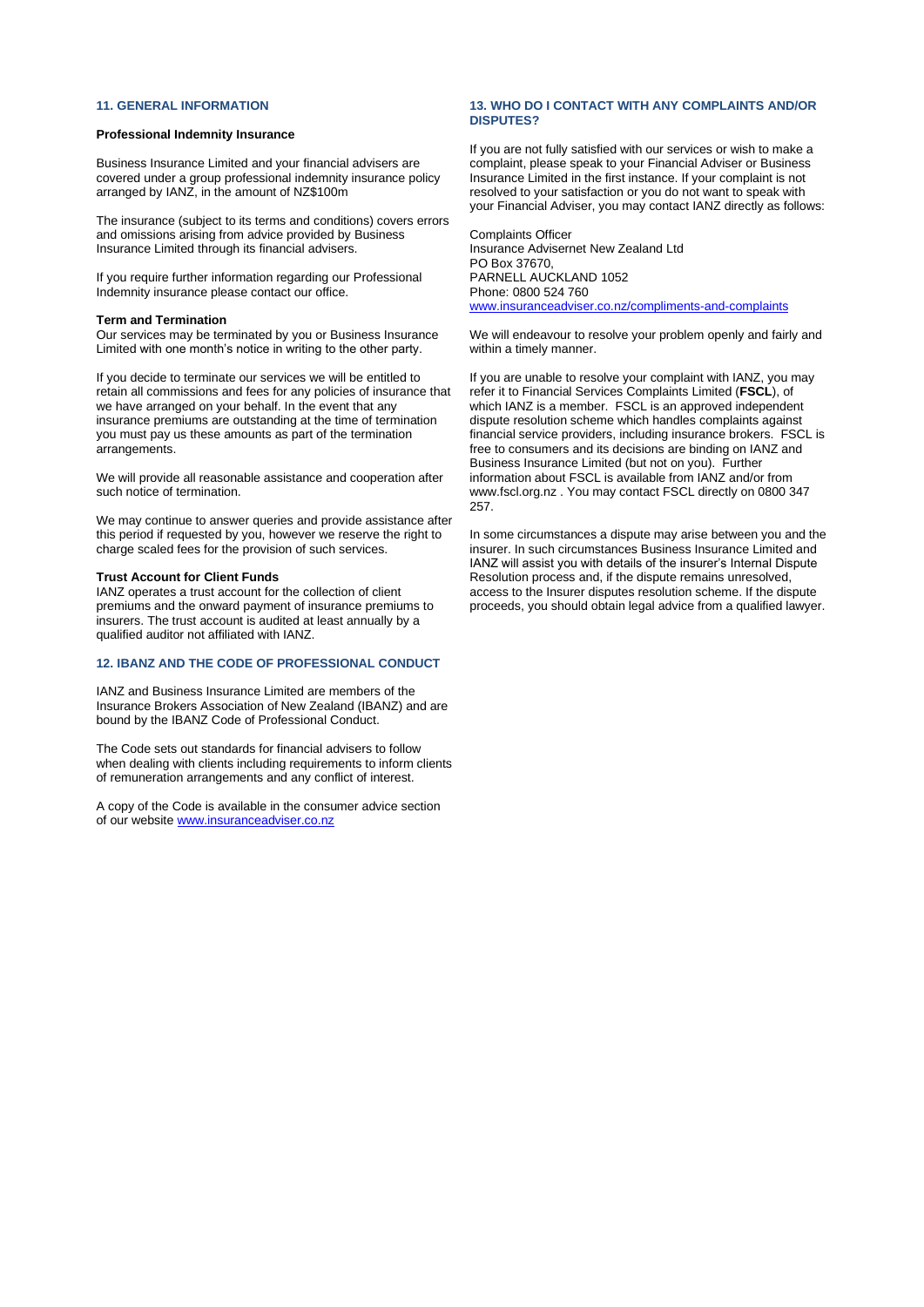## 11. GENERAL INFORMATION

**Professional Indemnity Insurance**

Business Insurance Limited and your financial advisers are covered under a group professional indemnity insurance policy arranged by IANZ, in the amount of NZ$100m

The insurance (subject to its terms and conditions) covers errors and omissions arising from advice provided by Business Insurance Limited through its financial advisers.

If you require further information regarding our Professional Indemnity insurance please contact our office.

**Term and Termination**

Our services may be terminated by you or Business Insurance Limited with one month's notice in writing to the other party.

If you decide to terminate our services we will be entitled to retain all commissions and fees for any policies of insurance that we have arranged on your behalf. In the event that any insurance premiums are outstanding at the time of termination you must pay us these amounts as part of the termination arrangements.

We will provide all reasonable assistance and cooperation after such notice of termination.

We may continue to answer queries and provide assistance after this period if requested by you, however we reserve the right to charge scaled fees for the provision of such services.

**Trust Account for Client Funds**

IANZ operates a trust account for the collection of client premiums and the onward payment of insurance premiums to insurers. The trust account is audited at least annually by a qualified auditor not affiliated with IANZ.

## 12. IBANZ AND THE CODE OF PROFESSIONAL CONDUCT

IANZ and Business Insurance Limited are members of the Insurance Brokers Association of New Zealand (IBANZ) and are bound by the IBANZ Code of Professional Conduct.

The Code sets out standards for financial advisers to follow when dealing with clients including requirements to inform clients of remuneration arrangements and any conflict of interest.

A copy of the Code is available in the consumer advice section of our website www.insuranceadviser.co.nz

## 13. WHO DO I CONTACT WITH ANY COMPLAINTS AND/OR DISPUTES?

If you are not fully satisfied with our services or wish to make a complaint, please speak to your Financial Adviser or Business Insurance Limited in the first instance. If your complaint is not resolved to your satisfaction or you do not want to speak with your Financial Adviser, you may contact IANZ directly as follows:

Complaints Officer
Insurance Advisernet New Zealand Ltd
PO Box 37670,
PARNELL AUCKLAND 1052
Phone: 0800 524 760
www.insuranceadviser.co.nz/compliments-and-complaints

We will endeavour to resolve your problem openly and fairly and within a timely manner.

If you are unable to resolve your complaint with IANZ, you may refer it to Financial Services Complaints Limited (**FSCL**), of which IANZ is a member. FSCL is an approved independent dispute resolution scheme which handles complaints against financial service providers, including insurance brokers. FSCL is free to consumers and its decisions are binding on IANZ and Business Insurance Limited (but not on you). Further information about FSCL is available from IANZ and/or from www.fscl.org.nz . You may contact FSCL directly on 0800 347 257.

In some circumstances a dispute may arise between you and the insurer. In such circumstances Business Insurance Limited and IANZ will assist you with details of the insurer's Internal Dispute Resolution process and, if the dispute remains unresolved, access to the Insurer disputes resolution scheme. If the dispute proceeds, you should obtain legal advice from a qualified lawyer.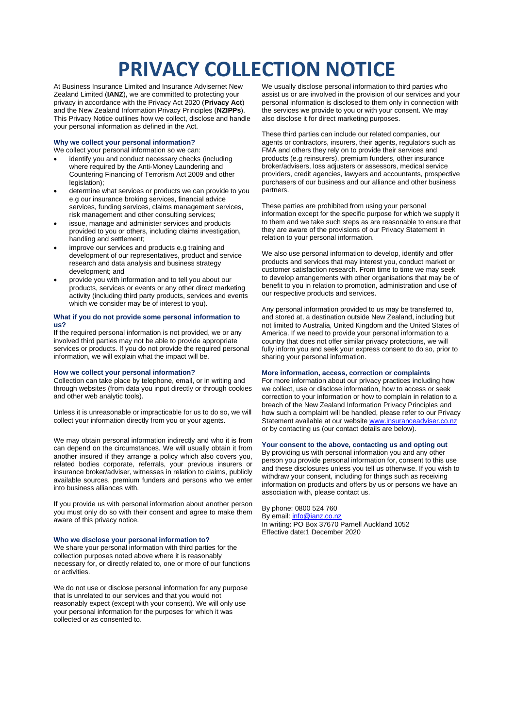# PRIVACY COLLECTION NOTICE

At Business Insurance Limited and Insurance Advisernet New Zealand Limited (**IANZ**), we are committed to protecting your privacy in accordance with the Privacy Act 2020 (**Privacy Act**) and the New Zealand Information Privacy Principles (**NZIPPs**). This Privacy Notice outlines how we collect, disclose and handle your personal information as defined in the Act.

### Why we collect your personal information?

We collect your personal information so we can:

- identify you and conduct necessary checks (including where required by the Anti-Money Laundering and Countering Financing of Terrorism Act 2009 and other legislation);
- determine what services or products we can provide to you e.g our insurance broking services, financial advice services, funding services, claims management services, risk management and other consulting services;
- issue, manage and administer services and products provided to you or others, including claims investigation, handling and settlement;
- improve our services and products e.g training and development of our representatives, product and service research and data analysis and business strategy development; and
- provide you with information and to tell you about our products, services or events or any other direct marketing activity (including third party products, services and events which we consider may be of interest to you).

### What if you do not provide some personal information to us?

If the required personal information is not provided, we or any involved third parties may not be able to provide appropriate services or products. If you do not provide the required personal information, we will explain what the impact will be.

### How we collect your personal information?

Collection can take place by telephone, email, or in writing and through websites (from data you input directly or through cookies and other web analytic tools).

Unless it is unreasonable or impracticable for us to do so, we will collect your information directly from you or your agents.

We may obtain personal information indirectly and who it is from can depend on the circumstances. We will usually obtain it from another insured if they arrange a policy which also covers you, related bodies corporate, referrals, your previous insurers or insurance broker/adviser, witnesses in relation to claims, publicly available sources, premium funders and persons who we enter into business alliances with.

If you provide us with personal information about another person you must only do so with their consent and agree to make them aware of this privacy notice.

### Who we disclose your personal information to?

We share your personal information with third parties for the collection purposes noted above where it is reasonably necessary for, or directly related to, one or more of our functions or activities.

We do not use or disclose personal information for any purpose that is unrelated to our services and that you would not reasonably expect (except with your consent). We will only use your personal information for the purposes for which it was collected or as consented to.

We usually disclose personal information to third parties who assist us or are involved in the provision of our services and your personal information is disclosed to them only in connection with the services we provide to you or with your consent. We may also disclose it for direct marketing purposes.

These third parties can include our related companies, our agents or contractors, insurers, their agents, regulators such as FMA and others they rely on to provide their services and products (e.g reinsurers), premium funders, other insurance broker/advisers, loss adjusters or assessors, medical service providers, credit agencies, lawyers and accountants, prospective purchasers of our business and our alliance and other business partners.

These parties are prohibited from using your personal information except for the specific purpose for which we supply it to them and we take such steps as are reasonable to ensure that they are aware of the provisions of our Privacy Statement in relation to your personal information.

We also use personal information to develop, identify and offer products and services that may interest you, conduct market or customer satisfaction research. From time to time we may seek to develop arrangements with other organisations that may be of benefit to you in relation to promotion, administration and use of our respective products and services.

Any personal information provided to us may be transferred to, and stored at, a destination outside New Zealand, including but not limited to Australia, United Kingdom and the United States of America. If we need to provide your personal information to a country that does not offer similar privacy protections, we will fully inform you and seek your express consent to do so, prior to sharing your personal information.

### More information, access, correction or complaints

For more information about our privacy practices including how we collect, use or disclose information, how to access or seek correction to your information or how to complain in relation to a breach of the New Zealand Information Privacy Principles and how such a complaint will be handled, please refer to our Privacy Statement available at our website www.insuranceadviser.co.nz or by contacting us (our contact details are below).

### Your consent to the above, contacting us and opting out

By providing us with personal information you and any other person you provide personal information for, consent to this use and these disclosures unless you tell us otherwise. If you wish to withdraw your consent, including for things such as receiving information on products and offers by us or persons we have an association with, please contact us.

By phone: 0800 524 760  
By email: info@ianz.co.nz  
In writing: PO Box 37670 Parnell Auckland 1052  
Effective date:1 December 2020